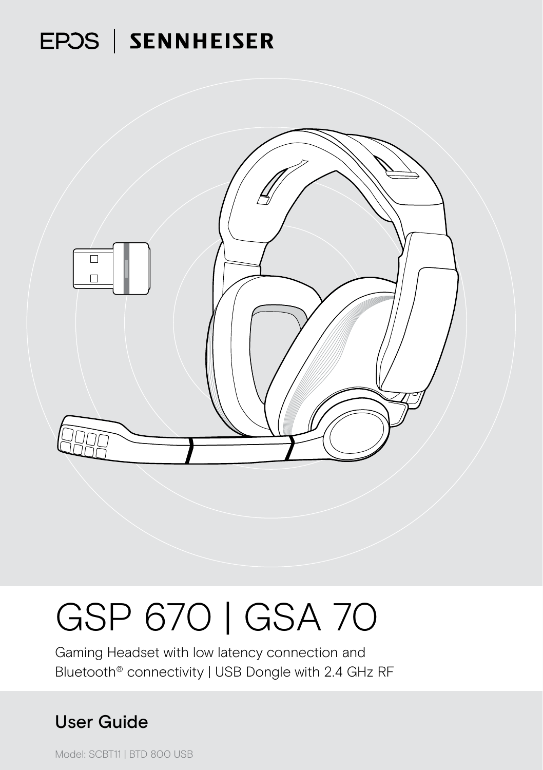EPOS | SENNHEISER

# GSP 670 | GSA 70

Gaming Headset with low latency connection and Bluetooth® connectivity | USB Dongle with 2.4 GHz RF

## User Guide

Model: SCBT11 | BTD 800 USB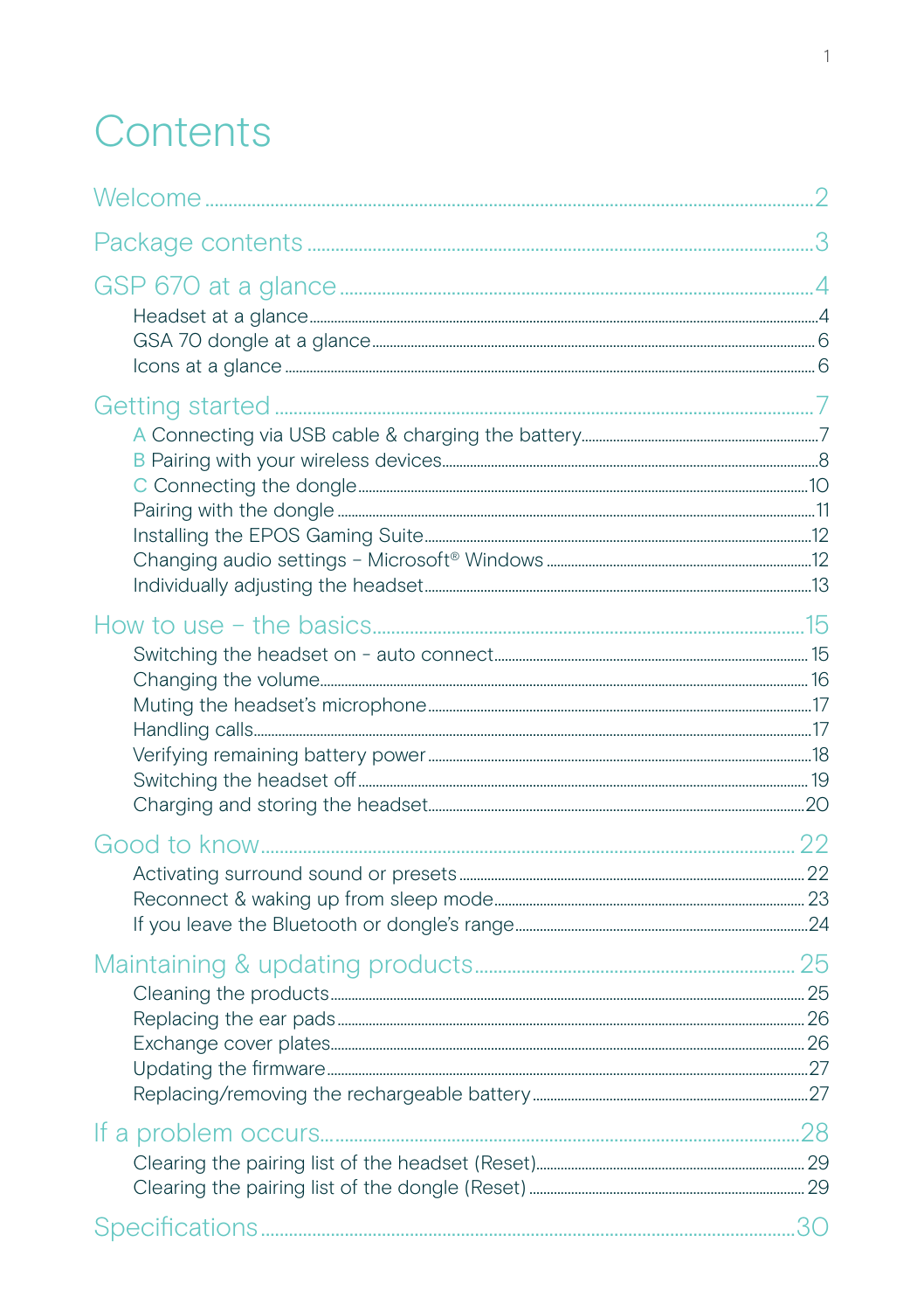# Contents

Welcome .......... 2

Package contents .......... 3

GSP 670 at a glance .......... 4

- Headset at a glance .......... 4
- GSA 70 dongle at a glance .......... 6
- Icons at a glance .......... 6

Getting started .......... 7

- A Connecting via USB cable & charging the battery .......... 7
- B Pairing with your wireless devices .......... 8
- C Connecting the dongle .......... 10
- Pairing with the dongle .......... 11
- Installing the EPOS Gaming Suite .......... 12
- Changing audio settings – Microsoft® Windows .......... 12
- Individually adjusting the headset .......... 13

How to use – the basics .......... 15

- Switching the headset on - auto connect .......... 15
- Changing the volume .......... 16
- Muting the headset's microphone .......... 17
- Handling calls .......... 17
- Verifying remaining battery power .......... 18
- Switching the headset off .......... 19
- Charging and storing the headset .......... 20

Good to know .......... 22

- Activating surround sound or presets .......... 22
- Reconnect & waking up from sleep mode .......... 23
- If you leave the Bluetooth or dongle's range .......... 24

Maintaining & updating products .......... 25

- Cleaning the products .......... 25
- Replacing the ear pads .......... 26
- Exchange cover plates .......... 26
- Updating the firmware .......... 27
- Replacing/removing the rechargeable battery .......... 27

If a problem occurs .......... 28

- Clearing the pairing list of the headset (Reset) .......... 29
- Clearing the pairing list of the dongle (Reset) .......... 29

Specifications .......... 30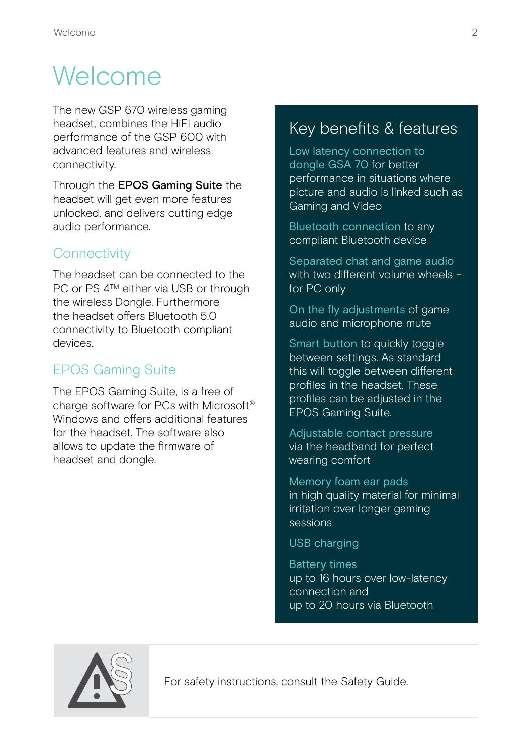# Welcome

The new GSP 670 wireless gaming headset, combines the HiFi audio performance of the GSP 600 with advanced features and wireless connectivity.

Through the **EPOS Gaming Suite** the headset will get even more features unlocked, and delivers cutting edge audio performance.

## Connectivity

The headset can be connected to the PC or PS 4™ either via USB or through the wireless Dongle. Furthermore the headset offers Bluetooth 5.0 connectivity to Bluetooth compliant devices.

## EPOS Gaming Suite

The EPOS Gaming Suite, is a free of charge software for PCs with Microsoft® Windows and offers additional features for the headset. The software also allows to update the firmware of headset and dongle.

## Key benefits & features

**Low latency connection to dongle GSA 70** for better performance in situations where picture and audio is linked such as Gaming and Video

**Bluetooth connection** to any compliant Bluetooth device

**Separated chat and game audio** with two different volume wheels – for PC only

**On the fly adjustments** of game audio and microphone mute

**Smart button** to quickly toggle between settings. As standard this will toggle between different profiles in the headset. These profiles can be adjusted in the EPOS Gaming Suite.

**Adjustable contact pressure** via the headband for perfect wearing comfort

**Memory foam ear pads** in high quality material for minimal irritation over longer gaming sessions

**USB charging**

**Battery times** up to 16 hours over low-latency connection and up to 20 hours via Bluetooth

For safety instructions, consult the Safety Guide.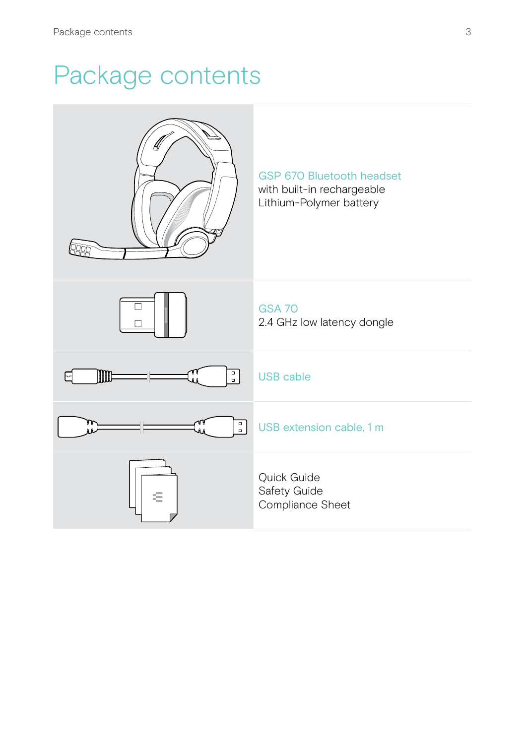# Package contents

| | |
|---|---|
| | GSP 670 Bluetooth headset<br>with built-in rechargeable<br>Lithium-Polymer battery |
| | GSA 70<br>2.4 GHz low latency dongle |
| | USB cable |
| | USB extension cable, 1 m |
| | Quick Guide<br>Safety Guide<br>Compliance Sheet |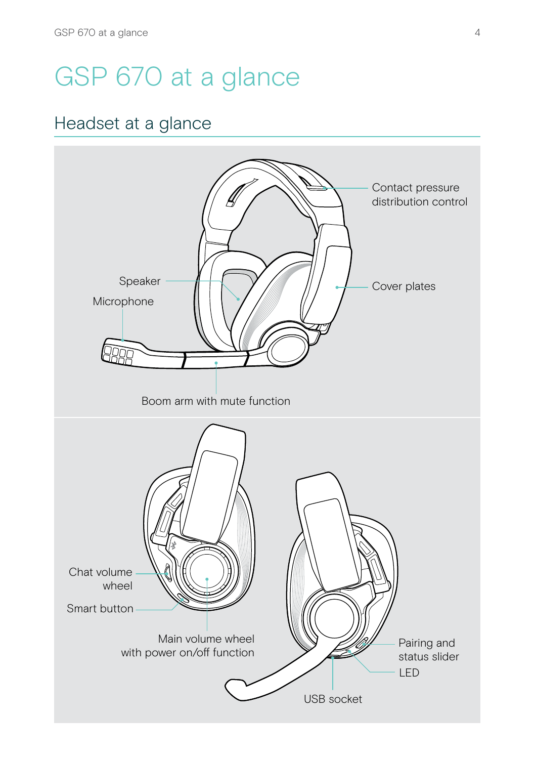# GSP 670 at a glance

## Headset at a glance

Contact pressure distribution control

Cover plates

Speaker

Microphone

Boom arm with mute function

Chat volume wheel

Smart button

Main volume wheel with power on/off function

Pairing and status slider

LED

USB socket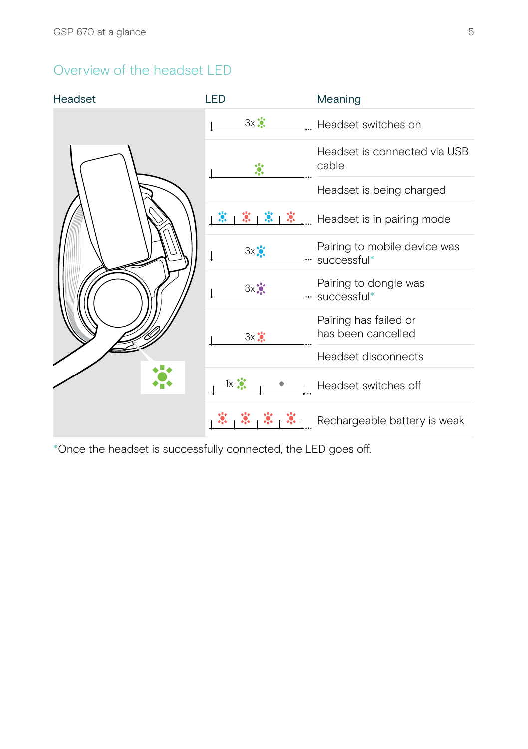## Overview of the headset LED

| Headset | LED | Meaning |
|---|---|---|
| | 3x (green) | Headset switches on |
| | (green, steady) | Headset is connected via USB cable |
| | | Headset is being charged |
| | (blue/red alternating) | Headset is in pairing mode |
| | 3x (blue) | Pairing to mobile device was successful* |
| | 3x (purple) | Pairing to dongle was successful* |
| | 3x (red) | Pairing has failed or has been cancelled |
| | | Headset disconnects |
| | 1x (green) | Headset switches off |
| | (red, repeating) | Rechargeable battery is weak |

*Once the headset is successfully connected, the LED goes off.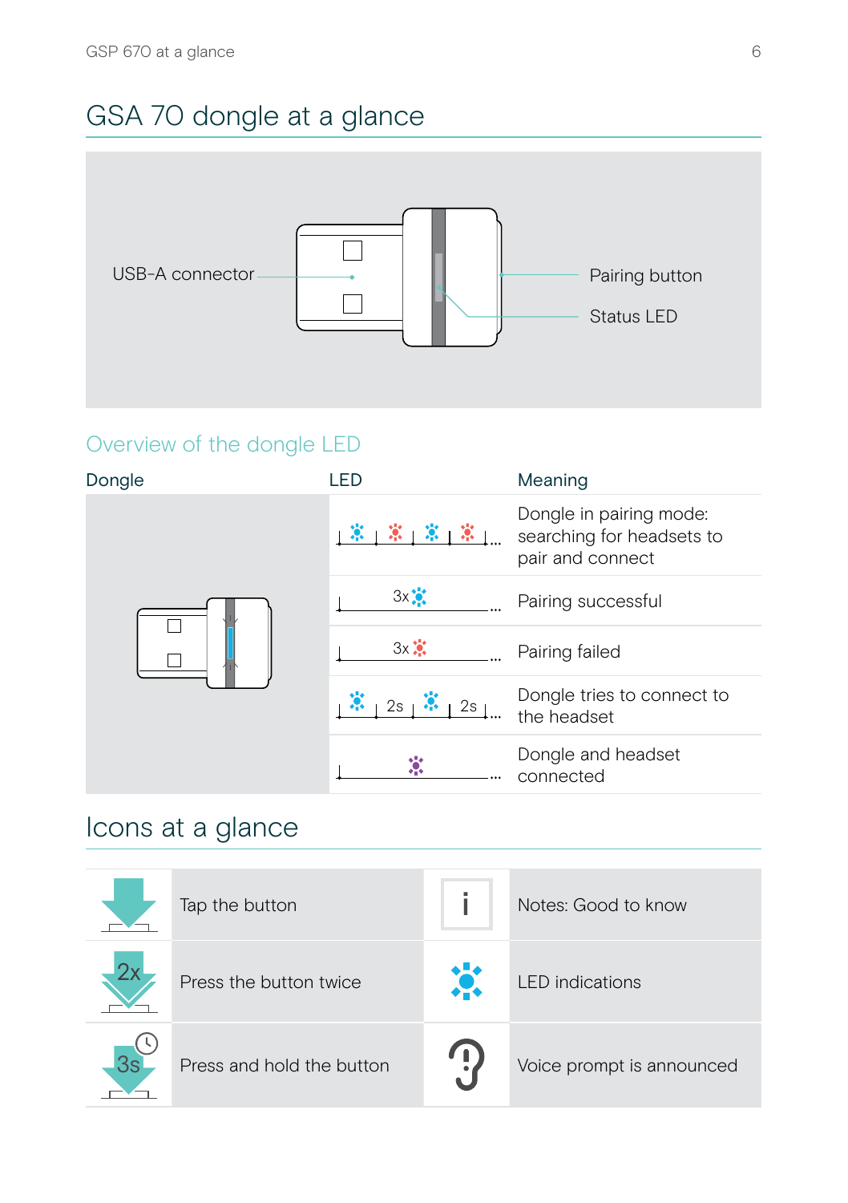# GSA 70 dongle at a glance

USB-A connector

Pairing button

Status LED

## Overview of the dongle LED

| Dongle | LED | Meaning |
| --- | --- | --- |
| | blue / red alternating ... | Dongle in pairing mode: searching for headsets to pair and connect |
| | 3x blue | Pairing successful |
| | 3x red | Pairing failed |
| | blue 2s blue 2s ... | Dongle tries to connect to the headset |
| | purple | Dongle and headset connected |

# Icons at a glance

| | | | |
| --- | --- | --- | --- |
| | Tap the button | i | Notes: Good to know |
| 2x | Press the button twice | | LED indications |
| 3s | Press and hold the button | | Voice prompt is announced |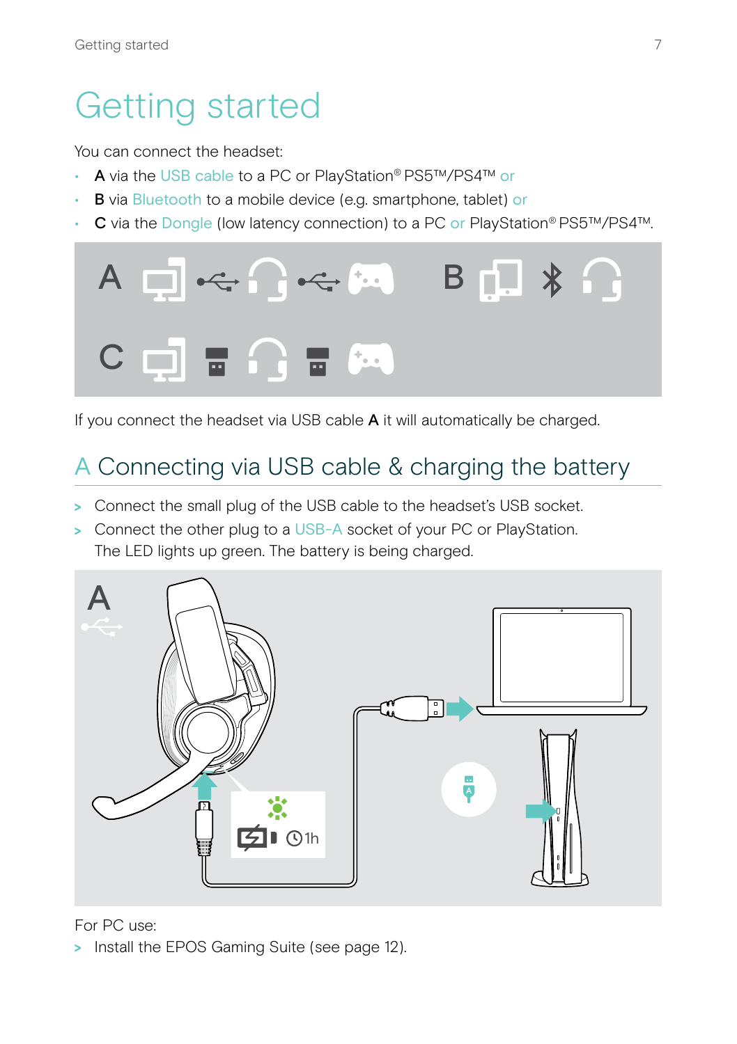# Getting started

You can connect the headset:

- **A** via the USB cable to a PC or PlayStation® PS5™/PS4™ or
- **B** via Bluetooth to a mobile device (e.g. smartphone, tablet) or
- **C** via the Dongle (low latency connection) to a PC or PlayStation® PS5™/PS4™.

If you connect the headset via USB cable **A** it will automatically be charged.

## A Connecting via USB cable & charging the battery

> Connect the small plug of the USB cable to the headset's USB socket.

> Connect the other plug to a USB-A socket of your PC or PlayStation.
> The LED lights up green. The battery is being charged.

For PC use:

> Install the EPOS Gaming Suite (see page 12).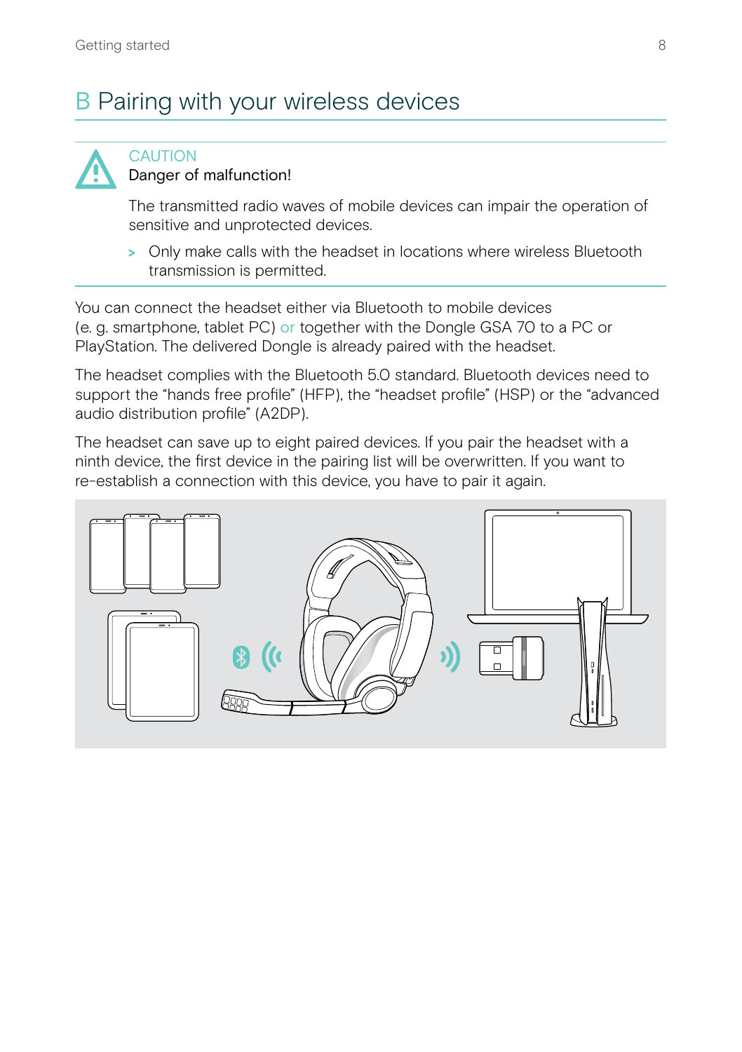# B Pairing with your wireless devices

**CAUTION**

**Danger of malfunction!**

The transmitted radio waves of mobile devices can impair the operation of sensitive and unprotected devices.

> Only make calls with the headset in locations where wireless Bluetooth transmission is permitted.

You can connect the headset either via Bluetooth to mobile devices (e. g. smartphone, tablet PC) or together with the Dongle GSA 70 to a PC or PlayStation. The delivered Dongle is already paired with the headset.

The headset complies with the Bluetooth 5.0 standard. Bluetooth devices need to support the "hands free profile" (HFP), the "headset profile" (HSP) or the "advanced audio distribution profile" (A2DP).

The headset can save up to eight paired devices. If you pair the headset with a ninth device, the first device in the pairing list will be overwritten. If you want to re-establish a connection with this device, you have to pair it again.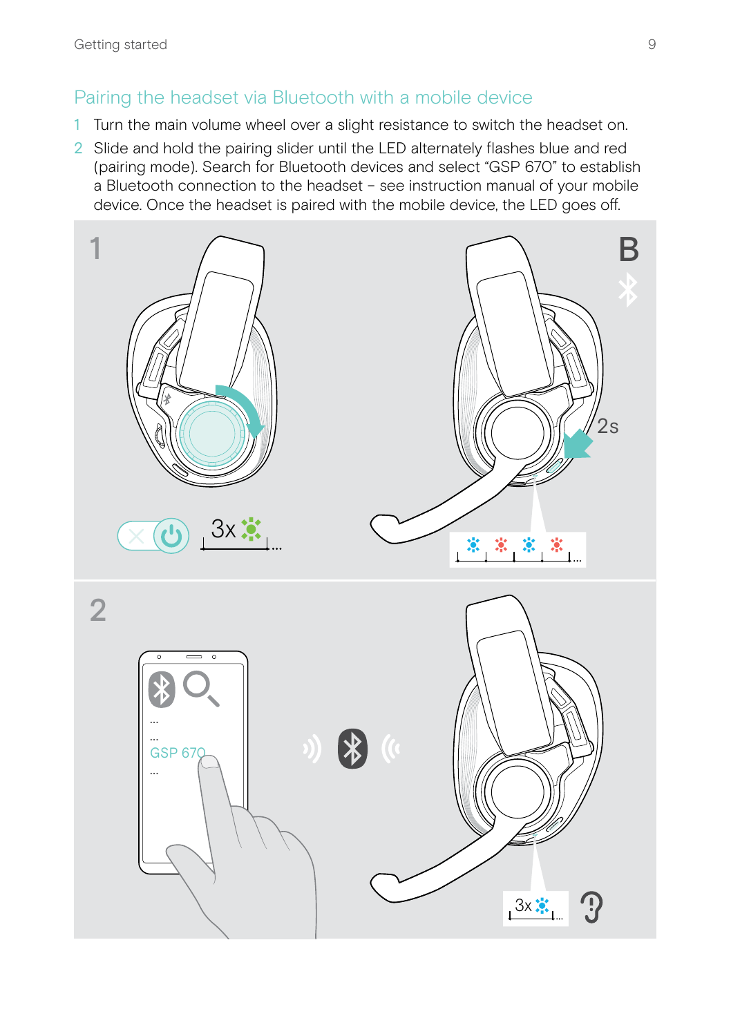## Pairing the headset via Bluetooth with a mobile device

1. Turn the main volume wheel over a slight resistance to switch the headset on.
2. Slide and hold the pairing slider until the LED alternately flashes blue and red (pairing mode). Search for Bluetooth devices and select “GSP 670” to establish a Bluetooth connection to the headset – see instruction manual of your mobile device. Once the headset is paired with the mobile device, the LED goes off.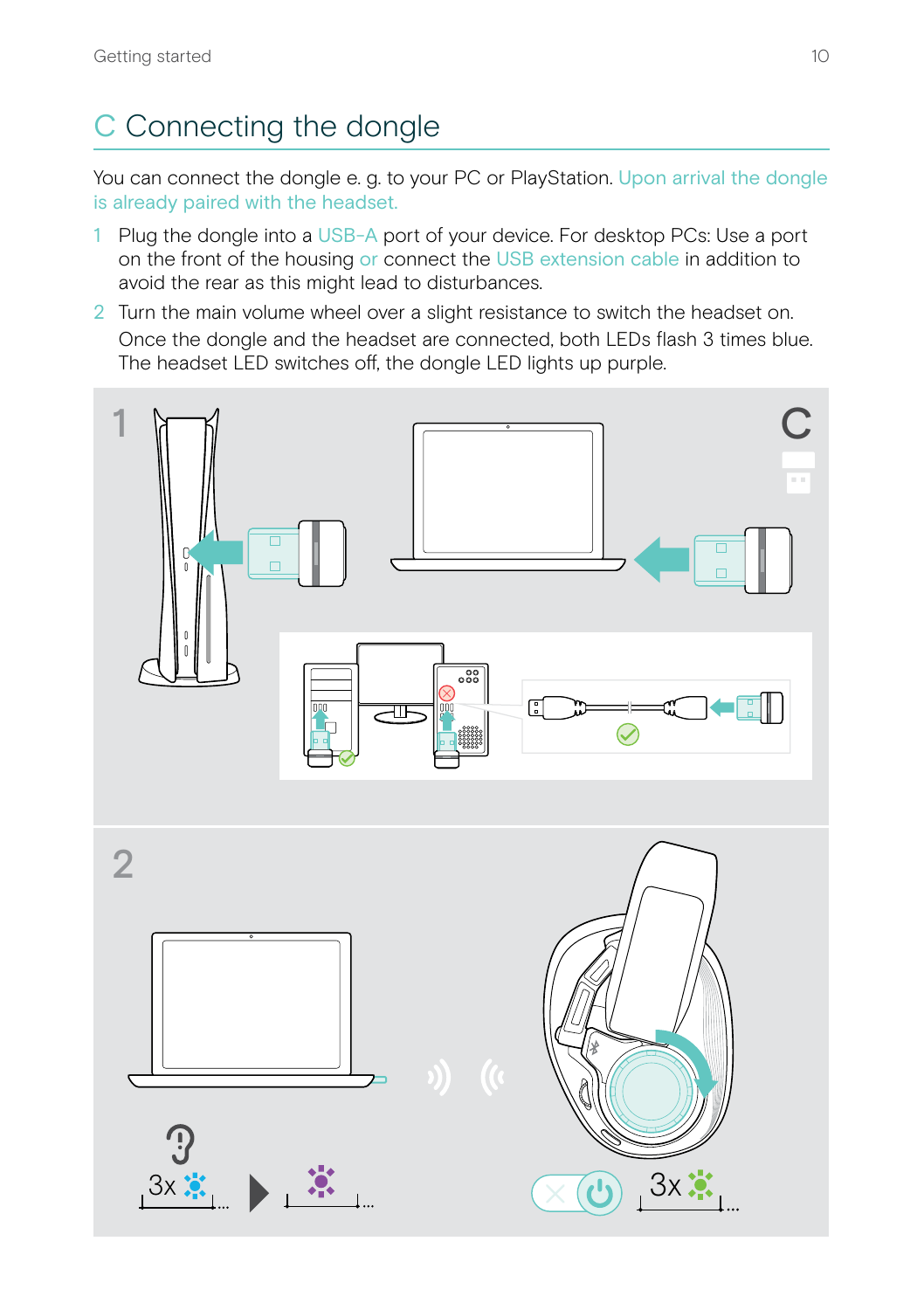## C Connecting the dongle

You can connect the dongle e. g. to your PC or PlayStation. Upon arrival the dongle is already paired with the headset.

1 Plug the dongle into a USB-A port of your device. For desktop PCs: Use a port on the front of the housing or connect the USB extension cable in addition to avoid the rear as this might lead to disturbances.

2 Turn the main volume wheel over a slight resistance to switch the headset on.
Once the dongle and the headset are connected, both LEDs flash 3 times blue. The headset LED switches off, the dongle LED lights up purple.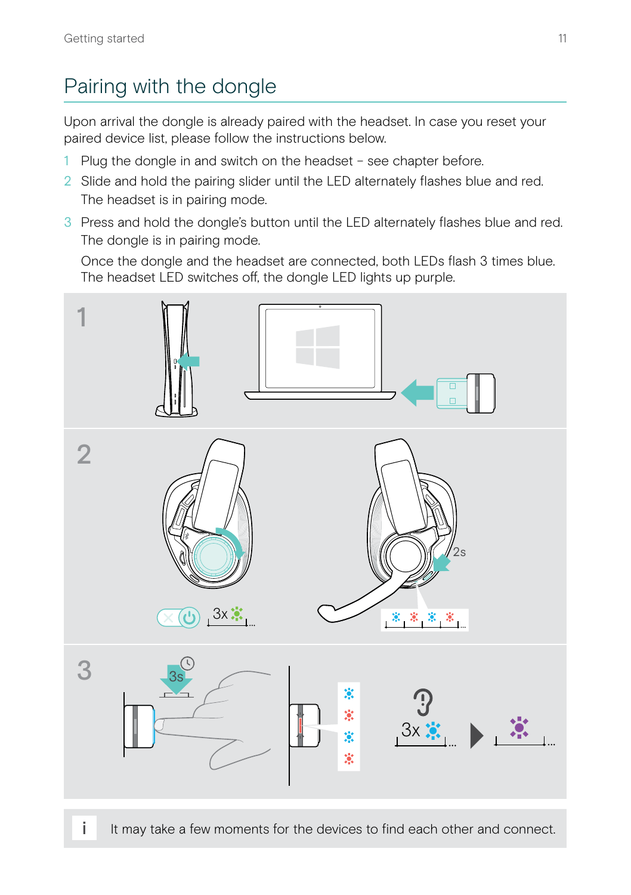## Pairing with the dongle

Upon arrival the dongle is already paired with the headset. In case you reset your paired device list, please follow the instructions below.

1. Plug the dongle in and switch on the headset – see chapter before.
2. Slide and hold the pairing slider until the LED alternately flashes blue and red. The headset is in pairing mode.
3. Press and hold the dongle's button until the LED alternately flashes blue and red. The dongle is in pairing mode.

   Once the dongle and the headset are connected, both LEDs flash 3 times blue. The headset LED switches off, the dongle LED lights up purple.

i It may take a few moments for the devices to find each other and connect.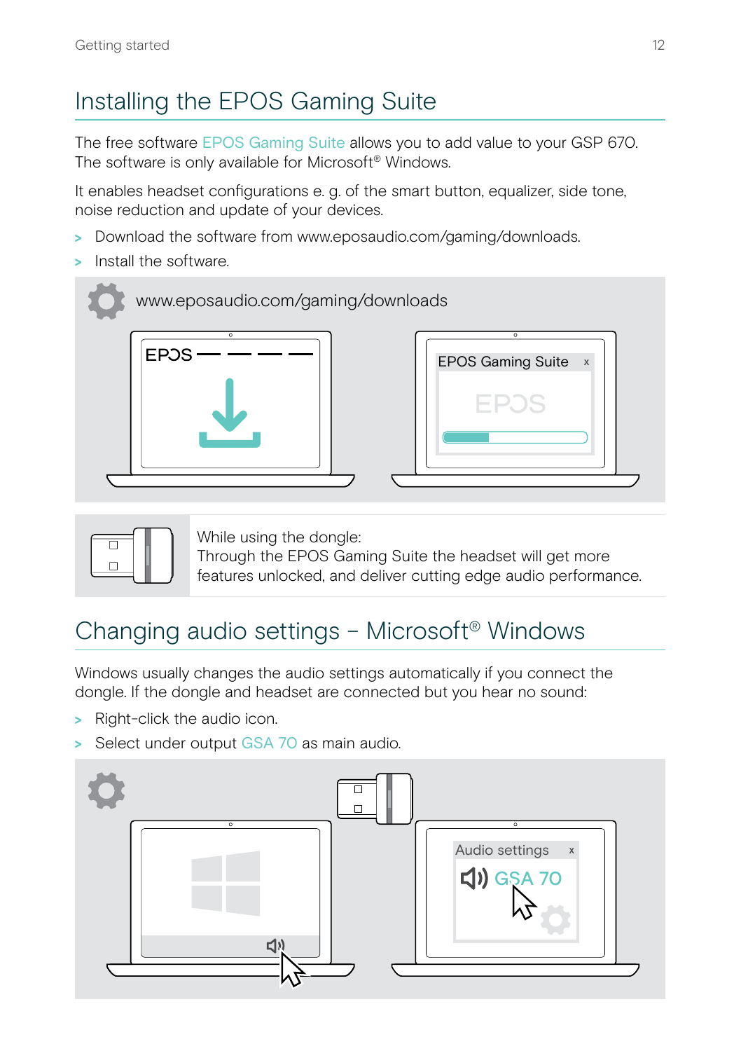## Installing the EPOS Gaming Suite

The free software EPOS Gaming Suite allows you to add value to your GSP 670. The software is only available for Microsoft® Windows.

It enables headset configurations e. g. of the smart button, equalizer, side tone, noise reduction and update of your devices.

> Download the software from www.eposaudio.com/gaming/downloads.

> Install the software.

www.eposaudio.com/gaming/downloads

While using the dongle:
Through the EPOS Gaming Suite the headset will get more features unlocked, and deliver cutting edge audio performance.

## Changing audio settings – Microsoft® Windows

Windows usually changes the audio settings automatically if you connect the dongle. If the dongle and headset are connected but you hear no sound:

> Right-click the audio icon.

> Select under output GSA 70 as main audio.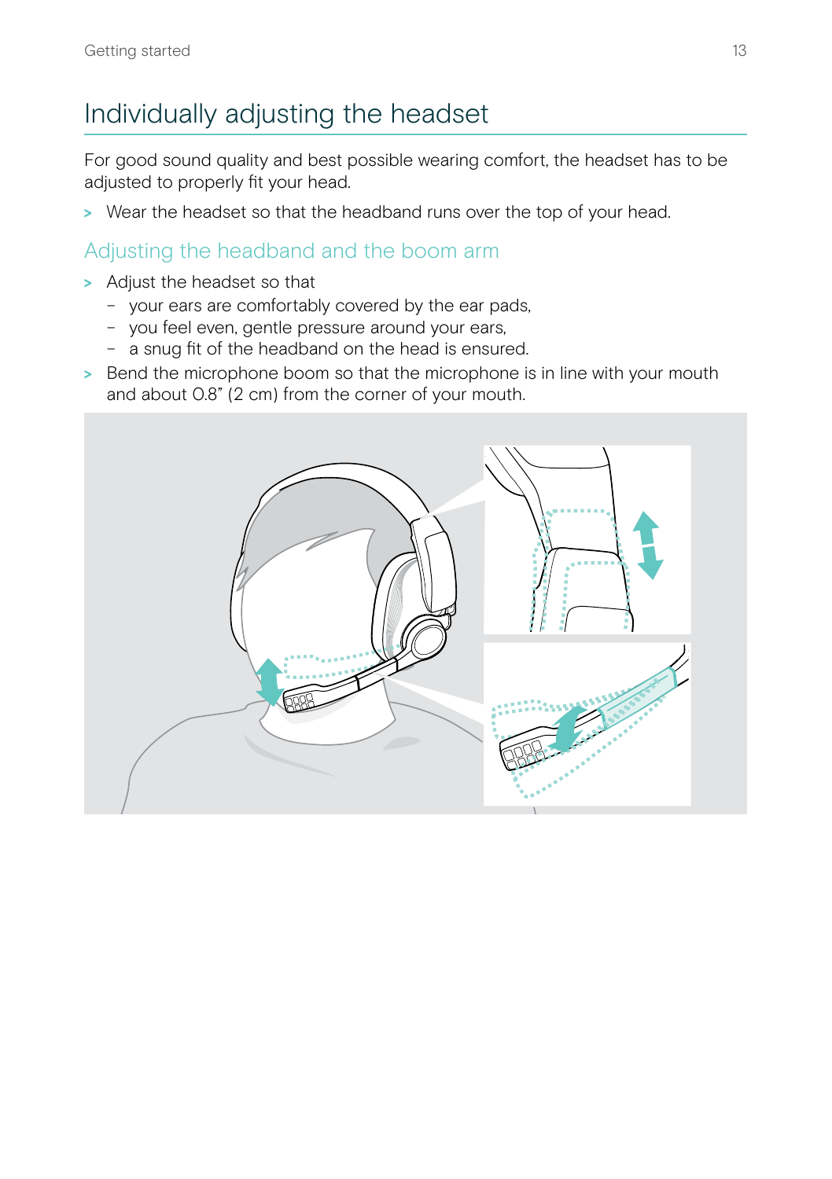# Individually adjusting the headset

For good sound quality and best possible wearing comfort, the headset has to be adjusted to properly fit your head.

> Wear the headset so that the headband runs over the top of your head.

## Adjusting the headband and the boom arm

> Adjust the headset so that
- your ears are comfortably covered by the ear pads,
- you feel even, gentle pressure around your ears,
- a snug fit of the headband on the head is ensured.

> Bend the microphone boom so that the microphone is in line with your mouth and about 0.8" (2 cm) from the corner of your mouth.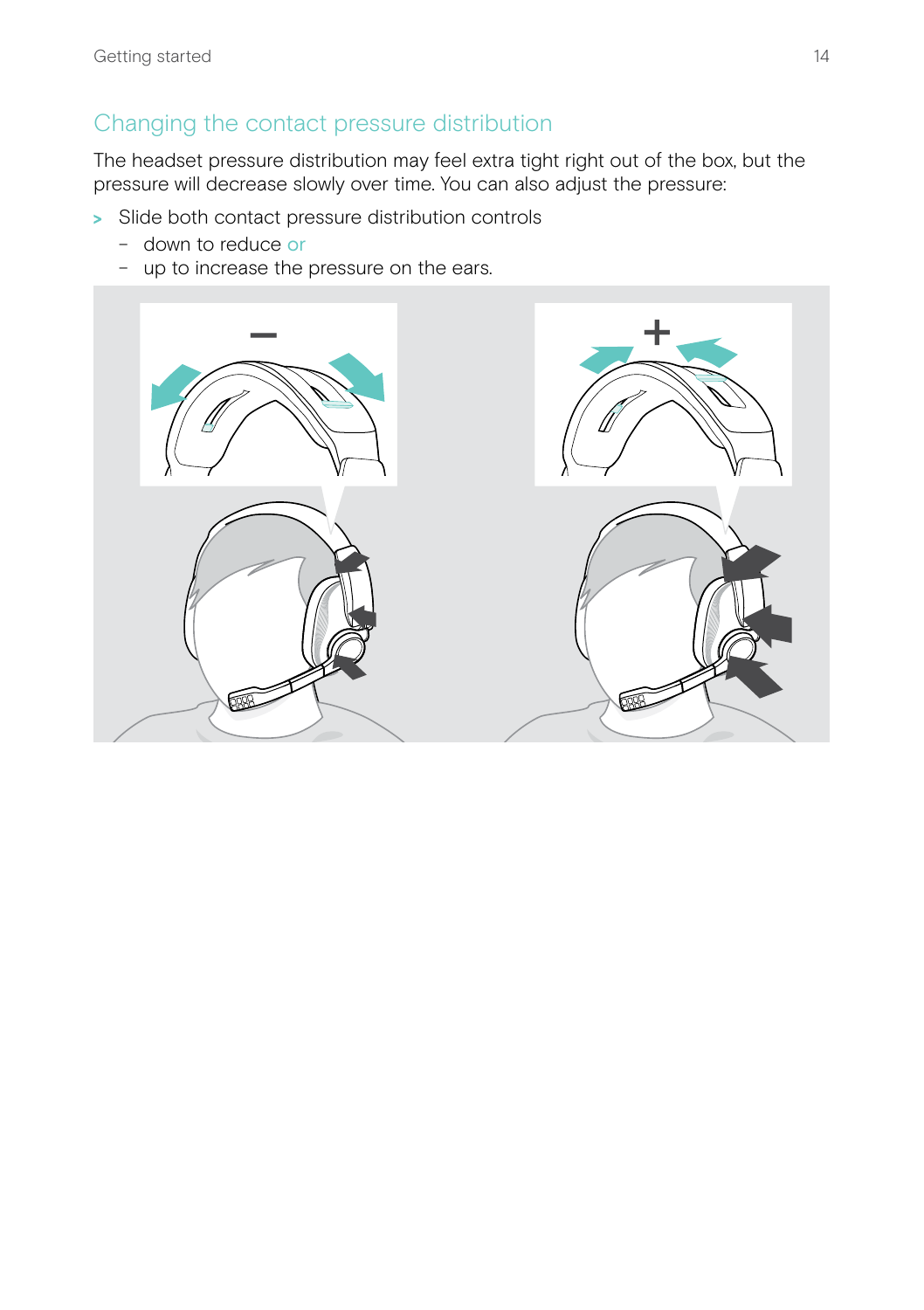## Changing the contact pressure distribution

The headset pressure distribution may feel extra tight right out of the box, but the pressure will decrease slowly over time. You can also adjust the pressure:

> Slide both contact pressure distribution controls
  - down to reduce or
  - up to increase the pressure on the ears.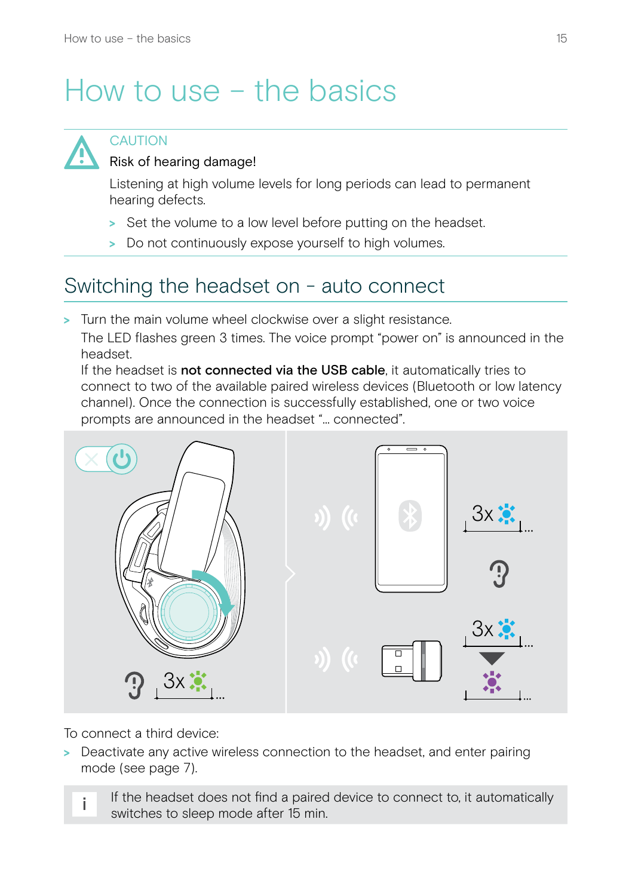# How to use – the basics

CAUTION

Risk of hearing damage!

Listening at high volume levels for long periods can lead to permanent hearing defects.

> Set the volume to a low level before putting on the headset.
> Do not continuously expose yourself to high volumes.

## Switching the headset on - auto connect

> Turn the main volume wheel clockwise over a slight resistance.

The LED flashes green 3 times. The voice prompt "power on" is announced in the headset.
If the headset is **not connected via the USB cable**, it automatically tries to connect to two of the available paired wireless devices (Bluetooth or low latency channel). Once the connection is successfully established, one or two voice prompts are announced in the headset "... connected".

To connect a third device:

> Deactivate any active wireless connection to the headset, and enter pairing mode (see page 7).

i If the headset does not find a paired device to connect to, it automatically switches to sleep mode after 15 min.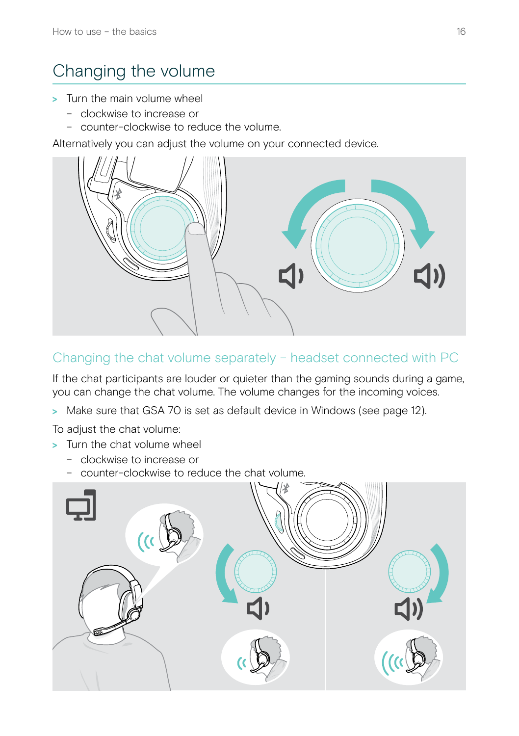# Changing the volume

> Turn the main volume wheel
  - clockwise to increase or
  - counter-clockwise to reduce the volume.

Alternatively you can adjust the volume on your connected device.

## Changing the chat volume separately – headset connected with PC

If the chat participants are louder or quieter than the gaming sounds during a game, you can change the chat volume. The volume changes for the incoming voices.

> Make sure that GSA 70 is set as default device in Windows (see page 12).

To adjust the chat volume:

> Turn the chat volume wheel
  - clockwise to increase or
  - counter-clockwise to reduce the chat volume.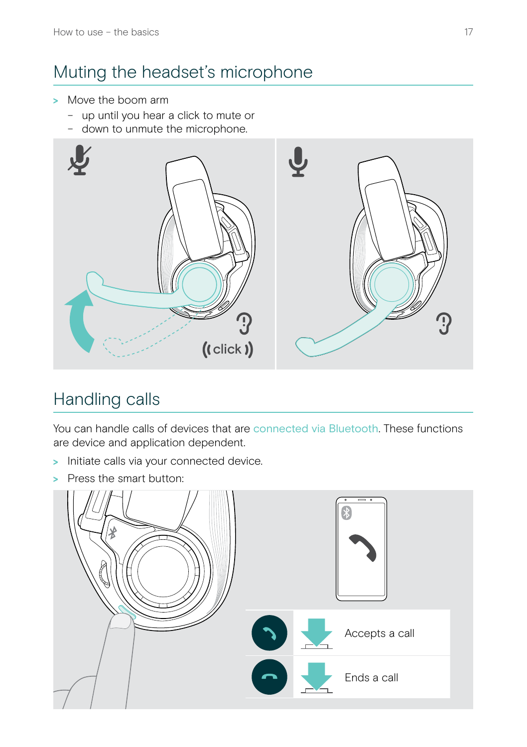## Muting the headset's microphone

> Move the boom arm
  - up until you hear a click to mute or
  - down to unmute the microphone.

## Handling calls

You can handle calls of devices that are connected via Bluetooth. These functions are device and application dependent.

> Initiate calls via your connected device.

> Press the smart button:

| | | |
|---|---|---|
| | | Accepts a call |
| | | Ends a call |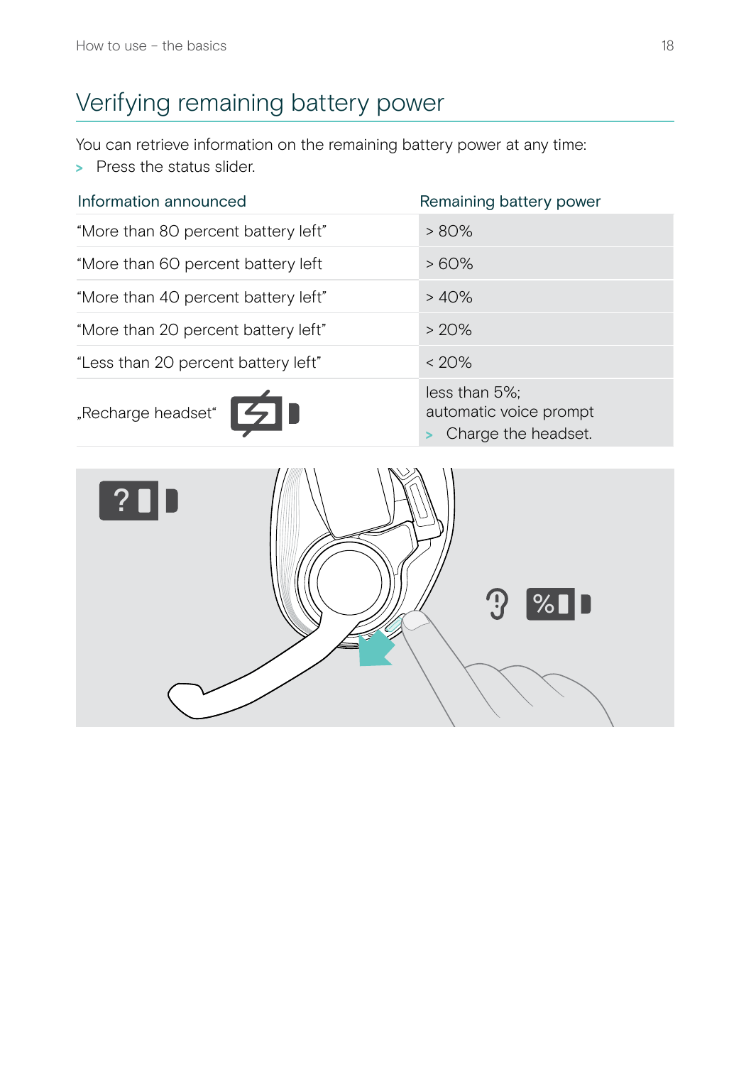# Verifying remaining battery power

You can retrieve information on the remaining battery power at any time:

> Press the status slider.

| Information announced | Remaining battery power |
|---|---|
| “More than 80 percent battery left” | > 80% |
| “More than 60 percent battery left | > 60% |
| “More than 40 percent battery left” | > 40% |
| “More than 20 percent battery left” | > 20% |
| “Less than 20 percent battery left” | < 20% |
| „Recharge headset“ | less than 5%; automatic voice prompt > Charge the headset. |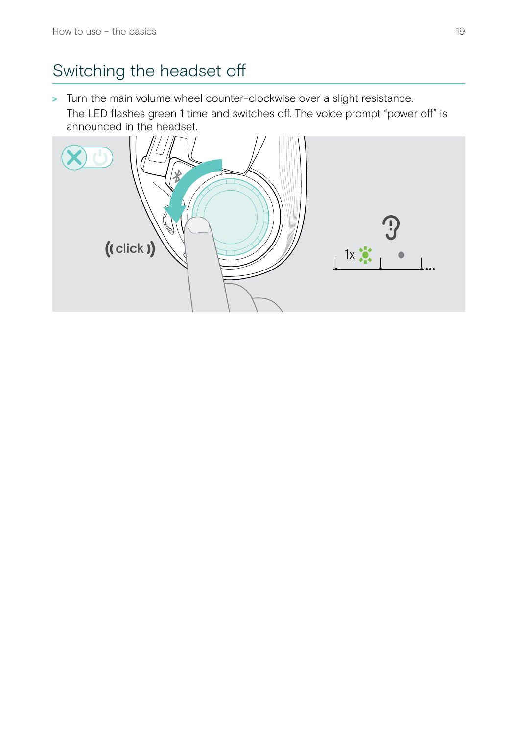## Switching the headset off

> Turn the main volume wheel counter-clockwise over a slight resistance.
> The LED flashes green 1 time and switches off. The voice prompt "power off" is announced in the headset.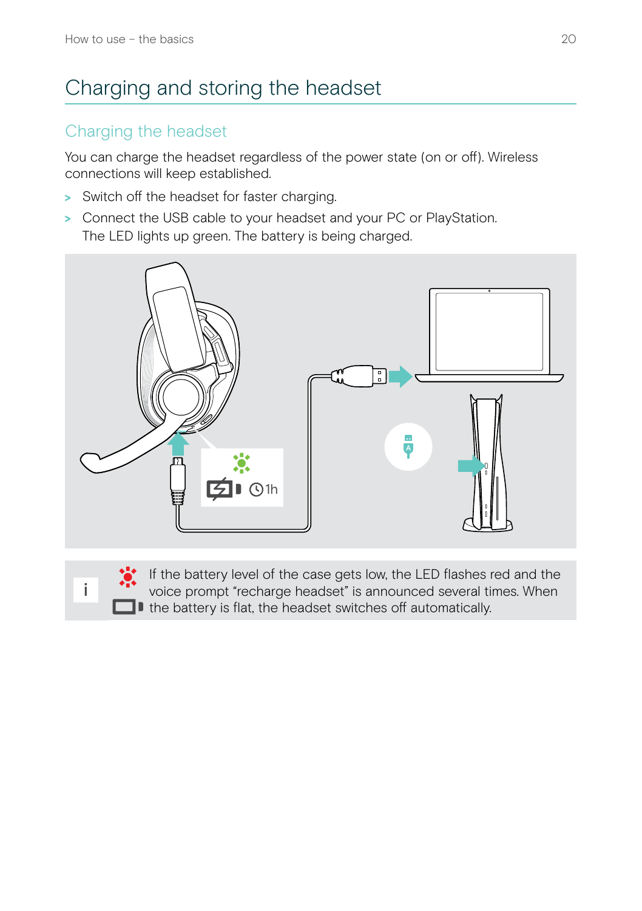# Charging and storing the headset

## Charging the headset

You can charge the headset regardless of the power state (on or off). Wireless connections will keep established.

> Switch off the headset for faster charging.

> Connect the USB cable to your headset and your PC or PlayStation.
The LED lights up green. The battery is being charged.

i If the battery level of the case gets low, the LED flashes red and the voice prompt “recharge headset” is announced several times. When the battery is flat, the headset switches off automatically.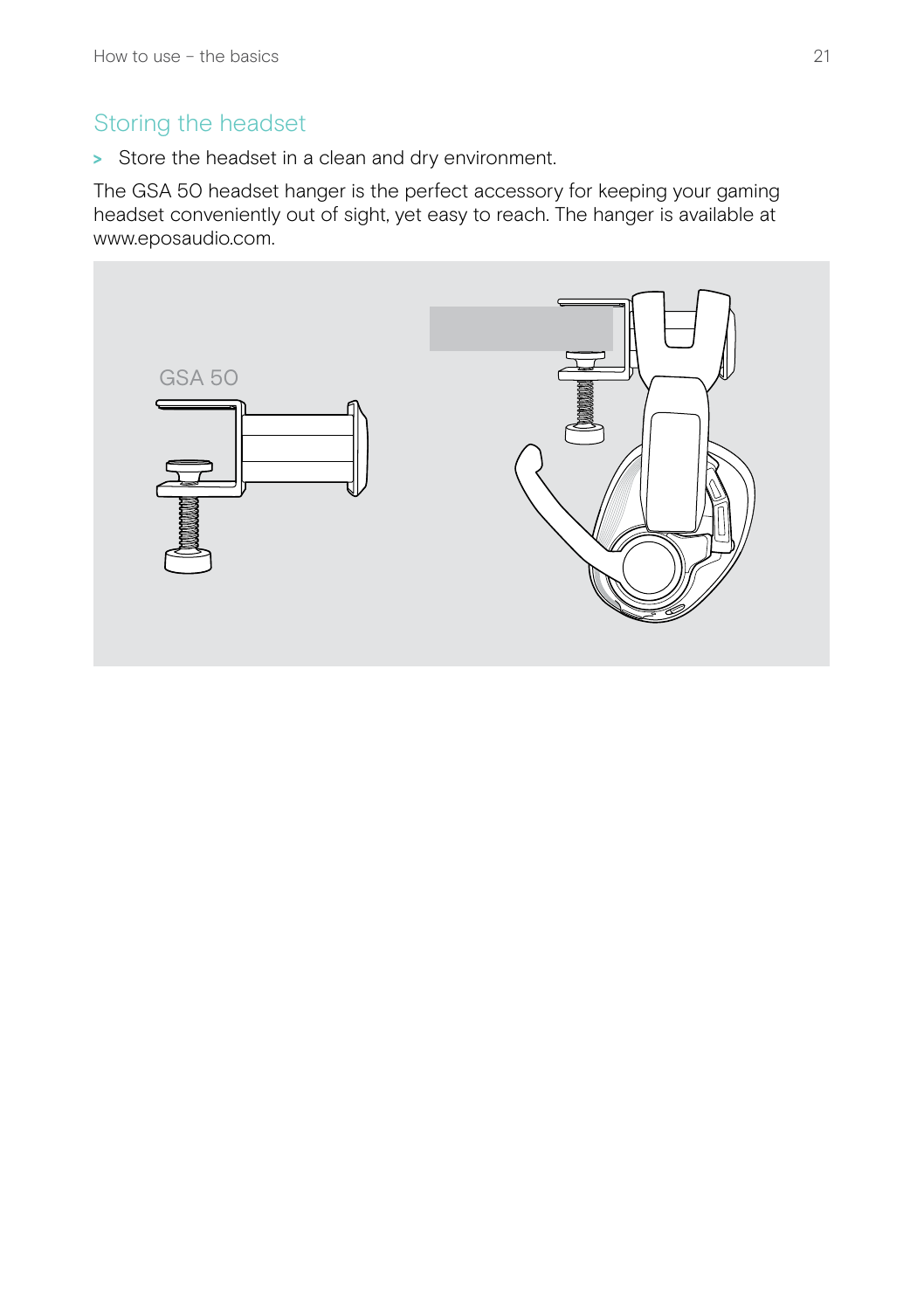## Storing the headset

> Store the headset in a clean and dry environment.

The GSA 50 headset hanger is the perfect accessory for keeping your gaming headset conveniently out of sight, yet easy to reach. The hanger is available at www.eposaudio.com.

GSA 50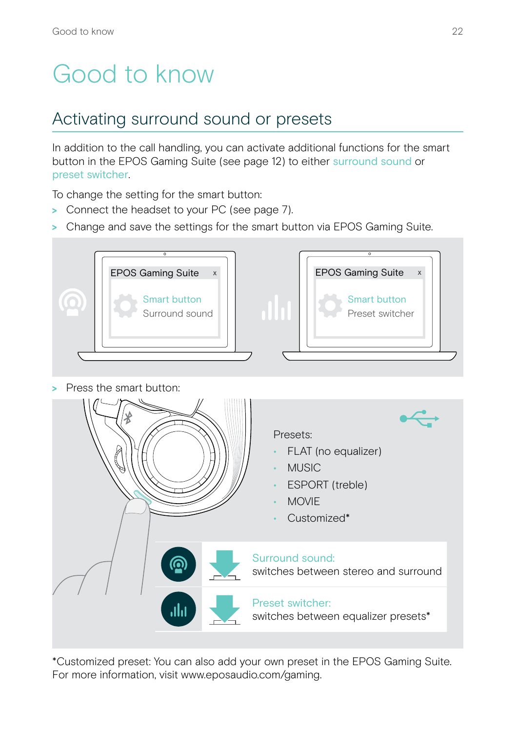# Good to know

## Activating surround sound or presets

In addition to the call handling, you can activate additional functions for the smart button in the EPOS Gaming Suite (see page 12) to either surround sound or preset switcher.

To change the setting for the smart button:

> Connect the headset to your PC (see page 7).

> Change and save the settings for the smart button via EPOS Gaming Suite.

EPOS Gaming Suite x
Smart button
Surround sound

EPOS Gaming Suite x
Smart button
Preset switcher

> Press the smart button:

Presets:

- FLAT (no equalizer)
- MUSIC
- ESPORT (treble)
- MOVIE
- Customized*

Surround sound:
switches between stereo and surround

Preset switcher:
switches between equalizer presets*

*Customized preset: You can also add your own preset in the EPOS Gaming Suite. For more information, visit www.eposaudio.com/gaming.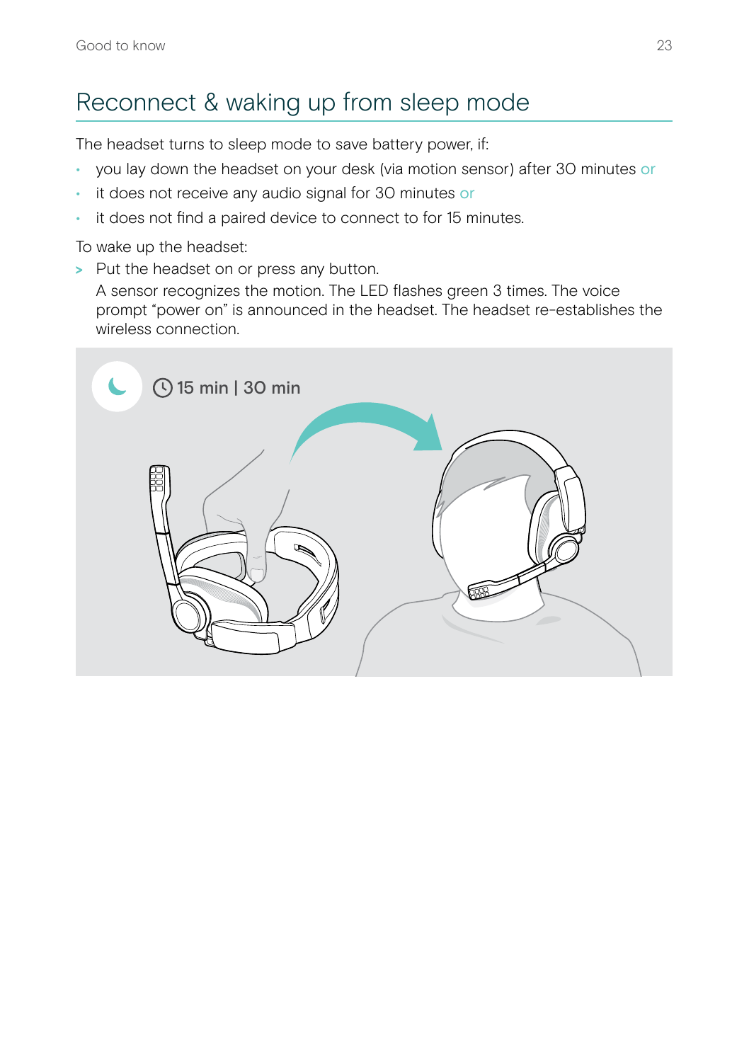# Reconnect & waking up from sleep mode

The headset turns to sleep mode to save battery power, if:

- you lay down the headset on your desk (via motion sensor) after 30 minutes or
- it does not receive any audio signal for 30 minutes or
- it does not find a paired device to connect to for 15 minutes.

To wake up the headset:

> Put the headset on or press any button.
  A sensor recognizes the motion. The LED flashes green 3 times. The voice prompt "power on" is announced in the headset. The headset re-establishes the wireless connection.

15 min | 30 min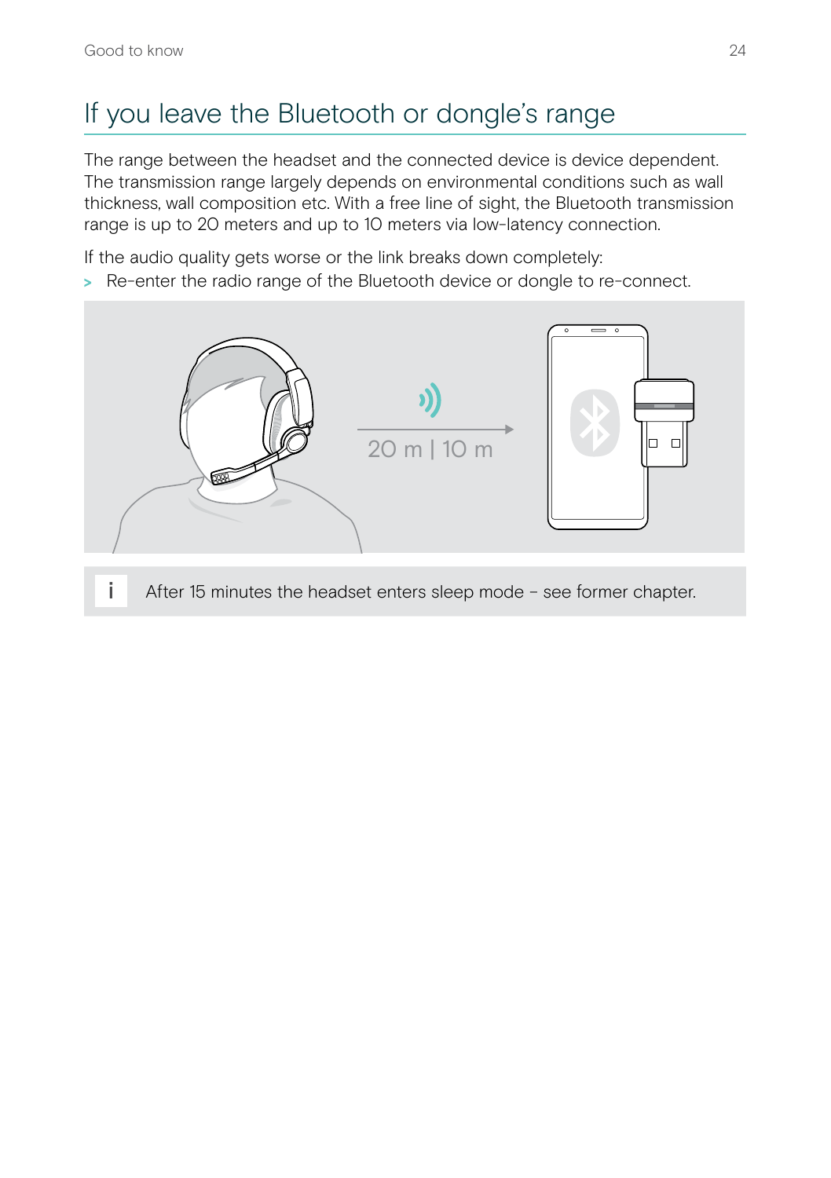# If you leave the Bluetooth or dongle's range

The range between the headset and the connected device is device dependent. The transmission range largely depends on environmental conditions such as wall thickness, wall composition etc. With a free line of sight, the Bluetooth transmission range is up to 20 meters and up to 10 meters via low-latency connection.

If the audio quality gets worse or the link breaks down completely:

> Re-enter the radio range of the Bluetooth device or dongle to re-connect.

20 m | 10 m

i After 15 minutes the headset enters sleep mode – see former chapter.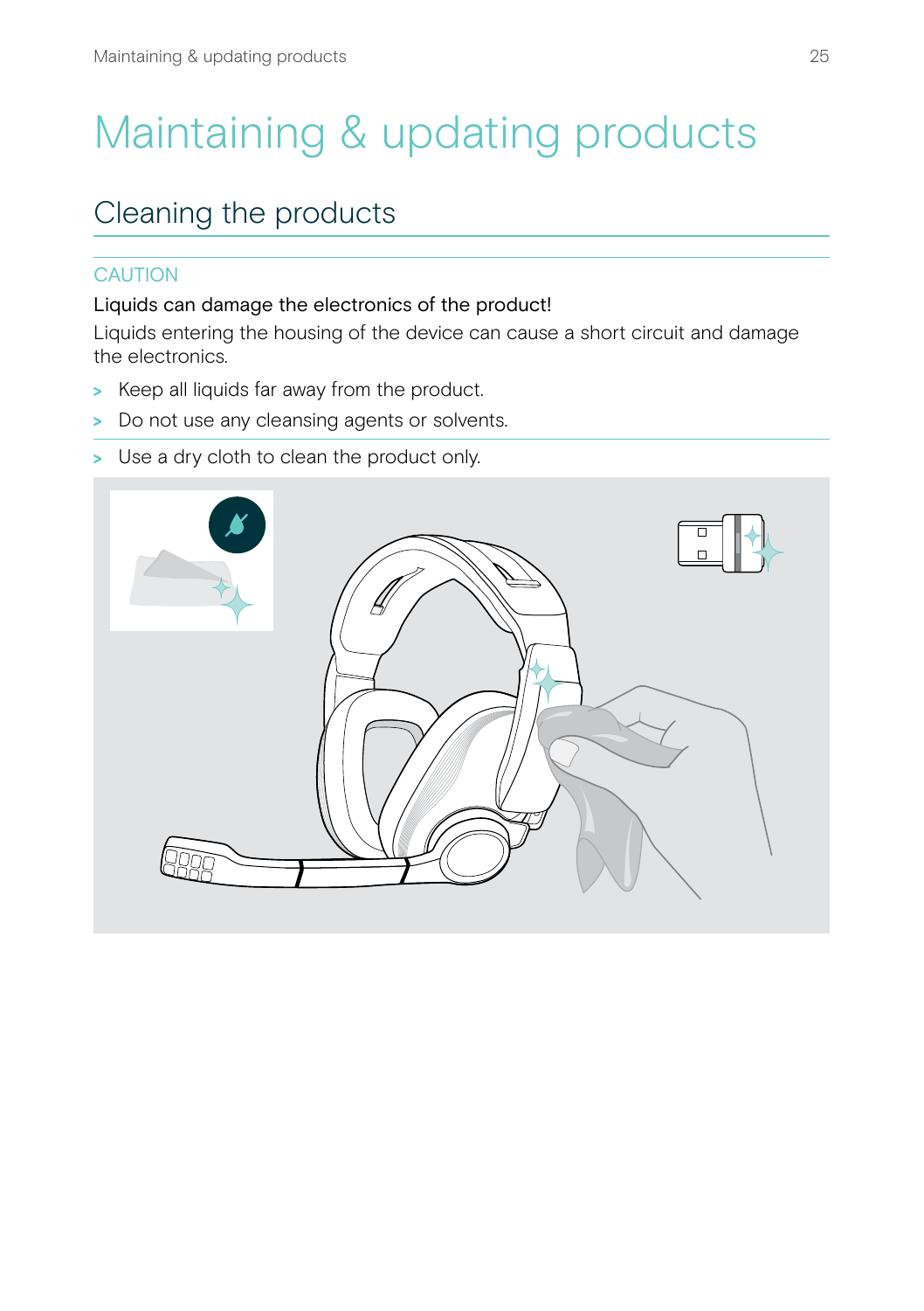# Maintaining & updating products

## Cleaning the products

CAUTION

Liquids can damage the electronics of the product!

Liquids entering the housing of the device can cause a short circuit and damage the electronics.

> Keep all liquids far away from the product.

> Do not use any cleansing agents or solvents.

> Use a dry cloth to clean the product only.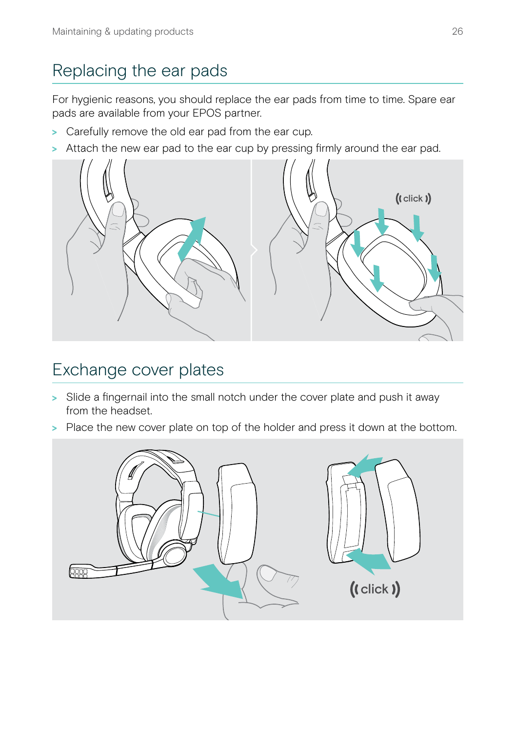## Replacing the ear pads

For hygienic reasons, you should replace the ear pads from time to time. Spare ear pads are available from your EPOS partner.

> Carefully remove the old ear pad from the ear cup.

> Attach the new ear pad to the ear cup by pressing firmly around the ear pad.

## Exchange cover plates

> Slide a fingernail into the small notch under the cover plate and push it away from the headset.

> Place the new cover plate on top of the holder and press it down at the bottom.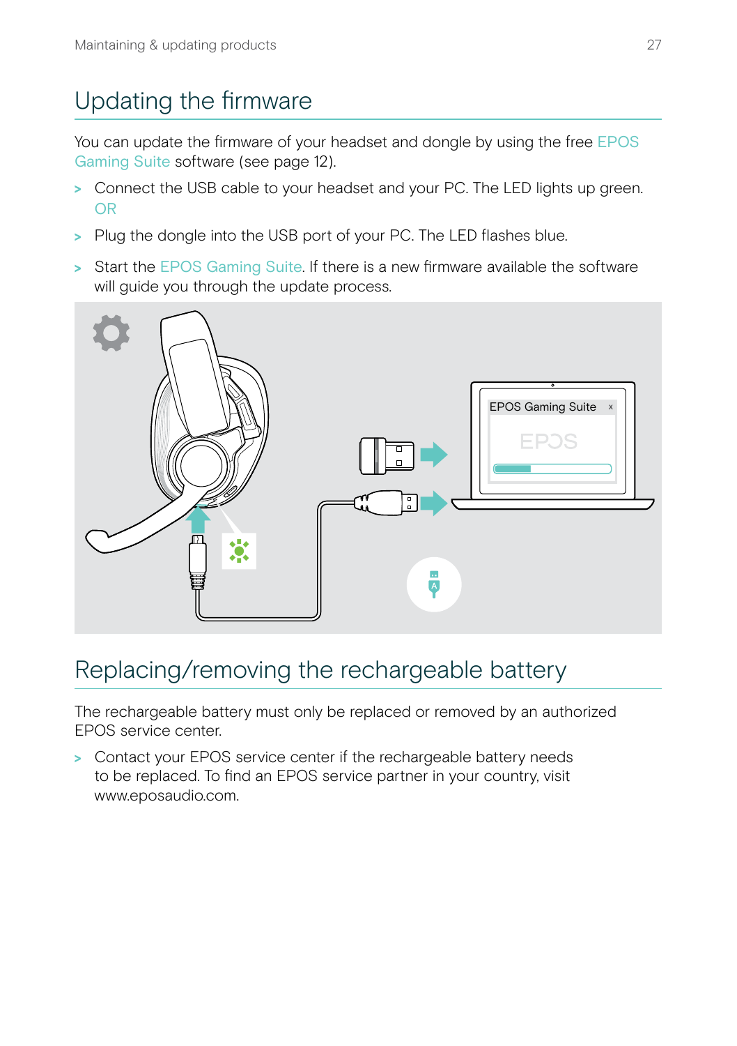# Updating the firmware

You can update the firmware of your headset and dongle by using the free EPOS Gaming Suite software (see page 12).

> Connect the USB cable to your headset and your PC. The LED lights up green.
> OR

> Plug the dongle into the USB port of your PC. The LED flashes blue.

> Start the EPOS Gaming Suite. If there is a new firmware available the software will guide you through the update process.

# Replacing/removing the rechargeable battery

The rechargeable battery must only be replaced or removed by an authorized EPOS service center.

> Contact your EPOS service center if the rechargeable battery needs to be replaced. To find an EPOS service partner in your country, visit www.eposaudio.com.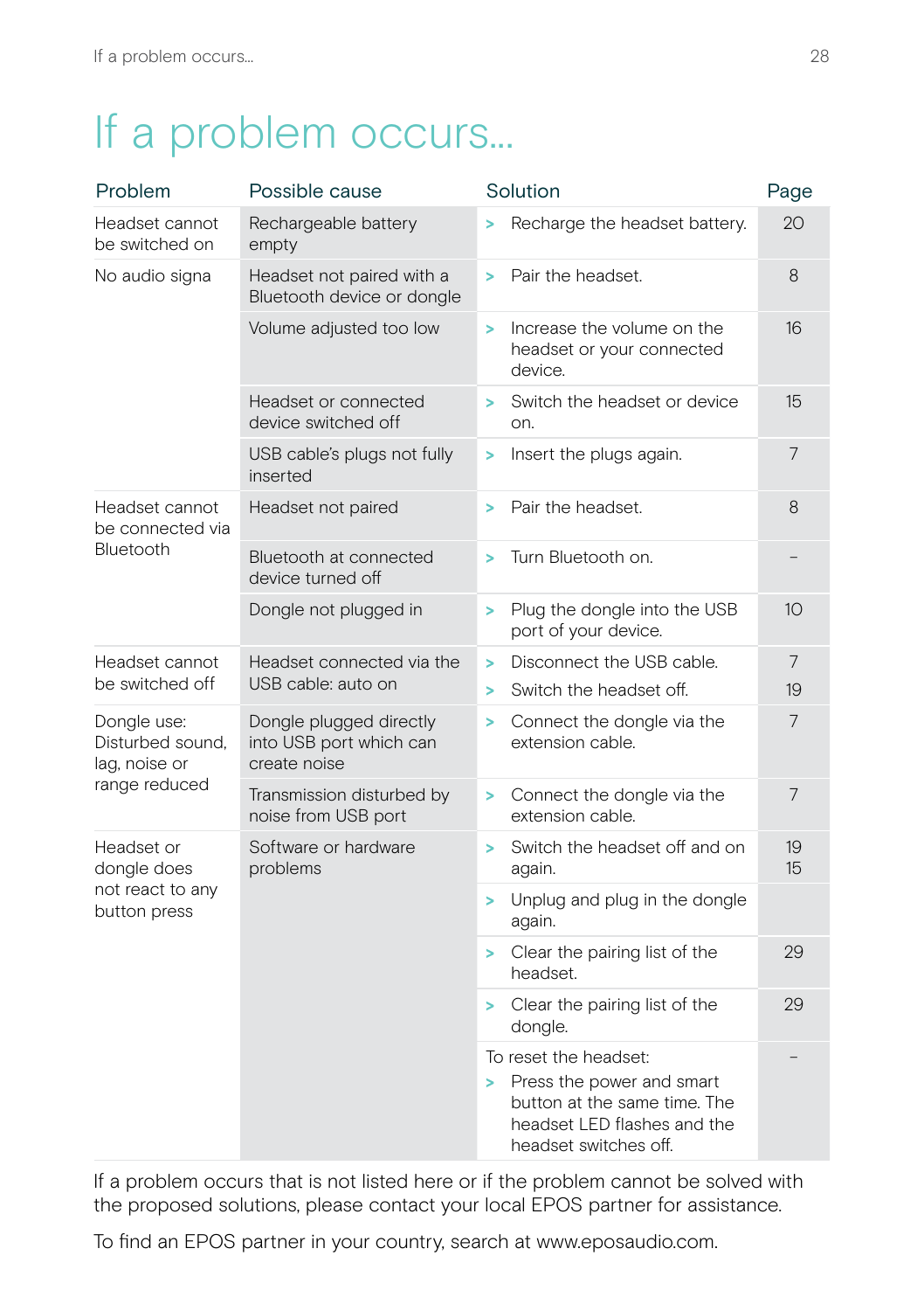# If a problem occurs...

| Problem | Possible cause | Solution | Page |
|---|---|---|---|
| Headset cannot be switched on | Rechargeable battery empty | > Recharge the headset battery. | 20 |
| No audio signa | Headset not paired with a Bluetooth device or dongle | > Pair the headset. | 8 |
| | Volume adjusted too low | > Increase the volume on the headset or your connected device. | 16 |
| | Headset or connected device switched off | > Switch the headset or device on. | 15 |
| | USB cable's plugs not fully inserted | > Insert the plugs again. | 7 |
| Headset cannot be connected via Bluetooth | Headset not paired | > Pair the headset. | 8 |
| | Bluetooth at connected device turned off | > Turn Bluetooth on. | – |
| | Dongle not plugged in | > Plug the dongle into the USB port of your device. | 10 |
| Headset cannot be switched off | Headset connected via the USB cable: auto on | > Disconnect the USB cable.<br>> Switch the headset off. | 7<br>19 |
| Dongle use: Disturbed sound, lag, noise or range reduced | Dongle plugged directly into USB port which can create noise | > Connect the dongle via the extension cable. | 7 |
| | Transmission disturbed by noise from USB port | > Connect the dongle via the extension cable. | 7 |
| Headset or dongle does not react to any button press | Software or hardware problems | > Switch the headset off and on again. | 19<br>15 |
| | | > Unplug and plug in the dongle again. | |
| | | > Clear the pairing list of the headset. | 29 |
| | | > Clear the pairing list of the dongle. | 29 |
| | | To reset the headset:<br>> Press the power and smart button at the same time. The headset LED flashes and the headset switches off. | – |

If a problem occurs that is not listed here or if the problem cannot be solved with the proposed solutions, please contact your local EPOS partner for assistance.

To find an EPOS partner in your country, search at www.eposaudio.com.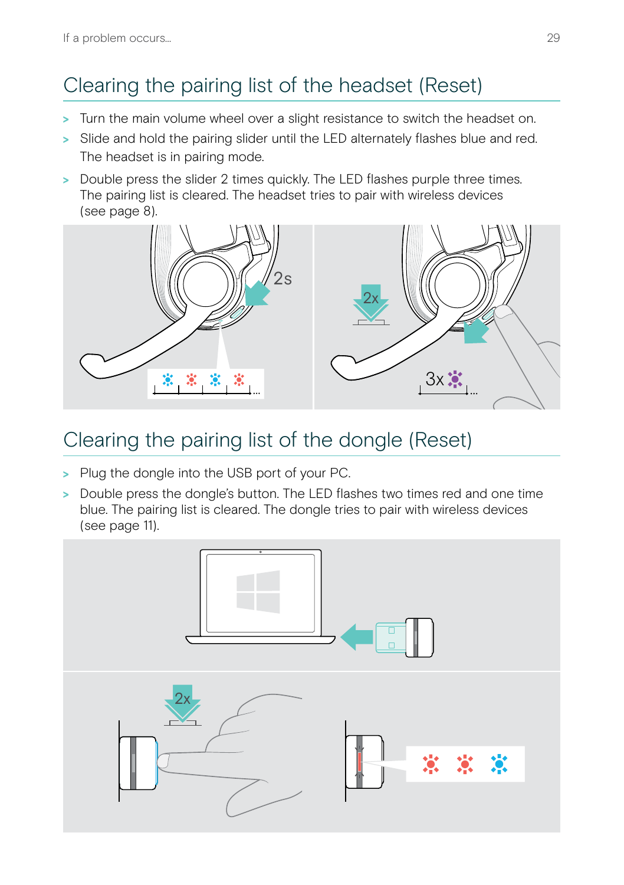## Clearing the pairing list of the headset (Reset)

> Turn the main volume wheel over a slight resistance to switch the headset on.
> Slide and hold the pairing slider until the LED alternately flashes blue and red. The headset is in pairing mode.
> Double press the slider 2 times quickly. The LED flashes purple three times. The pairing list is cleared. The headset tries to pair with wireless devices (see page 8).

## Clearing the pairing list of the dongle (Reset)

> Plug the dongle into the USB port of your PC.
> Double press the dongle's button. The LED flashes two times red and one time blue. The pairing list is cleared. The dongle tries to pair with wireless devices (see page 11).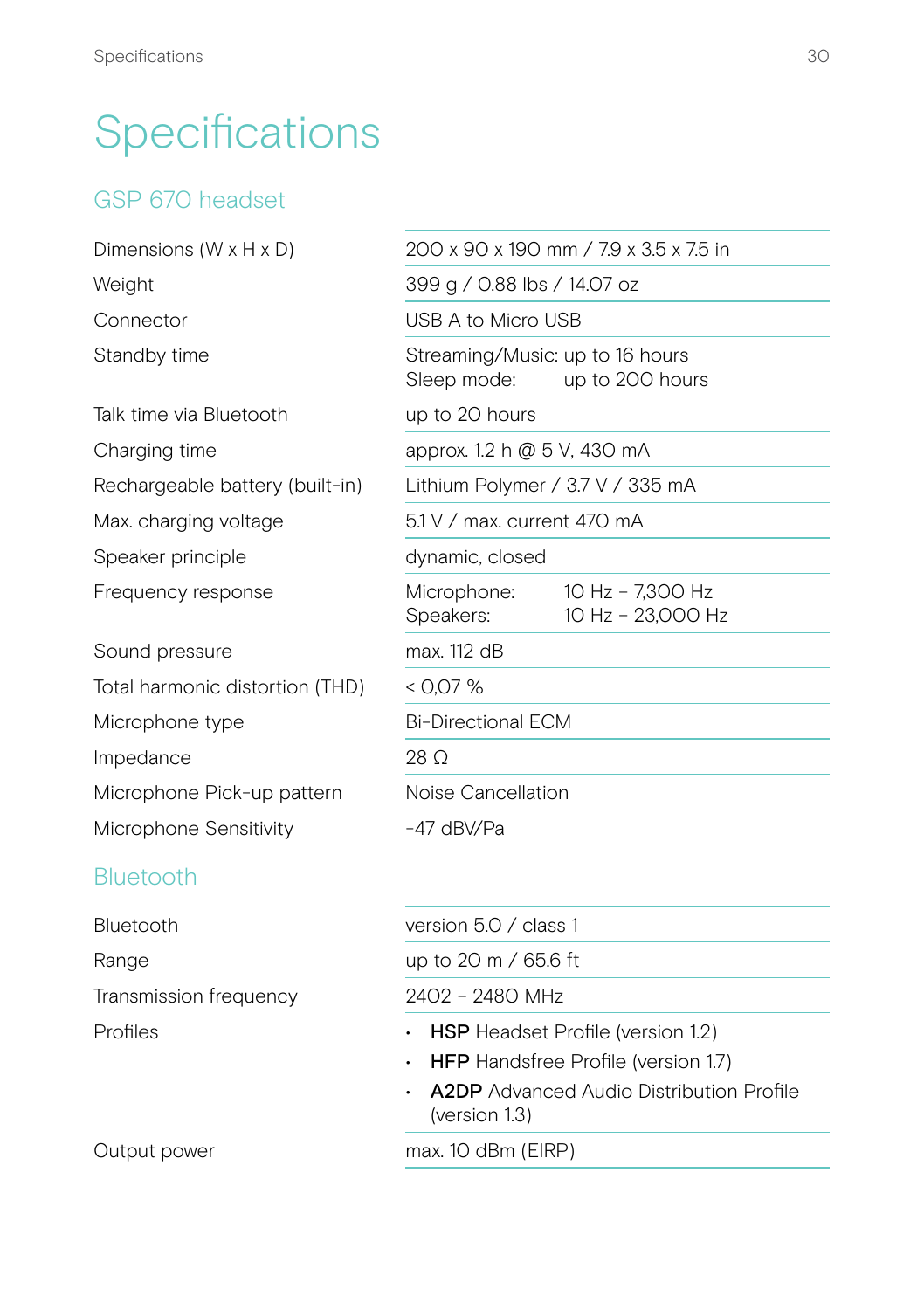# Specifications

## GSP 670 headset

| | |
|---|---|
| Dimensions (W x H x D) | 200 x 90 x 190 mm / 7.9 x 3.5 x 7.5 in |
| Weight | 399 g / 0.88 lbs / 14.07 oz |
| Connector | USB A to Micro USB |
| Standby time | Streaming/Music: up to 16 hours<br>Sleep mode: up to 200 hours |
| Talk time via Bluetooth | up to 20 hours |
| Charging time | approx. 1.2 h @ 5 V, 430 mA |
| Rechargeable battery (built-in) | Lithium Polymer / 3.7 V / 335 mA |
| Max. charging voltage | 5.1 V / max. current 470 mA |
| Speaker principle | dynamic, closed |
| Frequency response | Microphone: 10 Hz – 7,300 Hz<br>Speakers: 10 Hz – 23,000 Hz |
| Sound pressure | max. 112 dB |
| Total harmonic distortion (THD) | < 0,07 % |
| Microphone type | Bi-Directional ECM |
| Impedance | 28 Ω |
| Microphone Pick-up pattern | Noise Cancellation |
| Microphone Sensitivity | -47 dBV/Pa |

## Bluetooth

| | |
|---|---|
| Bluetooth | version 5.0 / class 1 |
| Range | up to 20 m / 65.6 ft |
| Transmission frequency | 2402 – 2480 MHz |
| Profiles | • **HSP** Headset Profile (version 1.2)<br>• **HFP** Handsfree Profile (version 1.7)<br>• **A2DP** Advanced Audio Distribution Profile (version 1.3) |
| Output power | max. 10 dBm (EIRP) |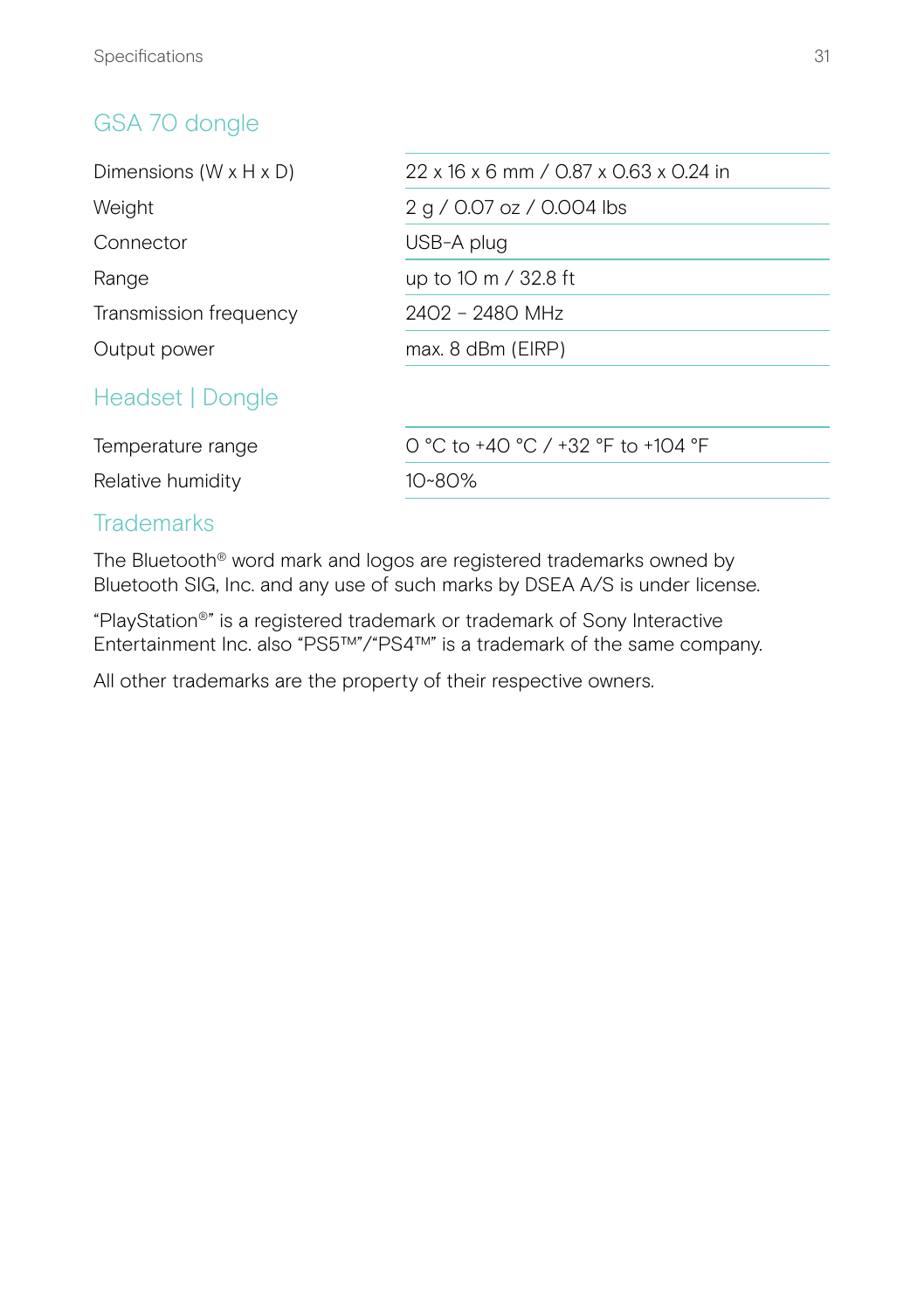## GSA 70 dongle

| | |
|---|---|
| Dimensions (W x H x D) | 22 x 16 x 6 mm / 0.87 x 0.63 x 0.24 in |
| Weight | 2 g / 0.07 oz / 0.004 lbs |
| Connector | USB-A plug |
| Range | up to 10 m / 32.8 ft |
| Transmission frequency | 2402 – 2480 MHz |
| Output power | max. 8 dBm (EIRP) |

## Headset | Dongle

| | |
|---|---|
| Temperature range | 0 °C to +40 °C / +32 °F to +104 °F |
| Relative humidity | 10~80% |

## Trademarks

The Bluetooth® word mark and logos are registered trademarks owned by Bluetooth SIG, Inc. and any use of such marks by DSEA A/S is under license.

“PlayStation®” is a registered trademark or trademark of Sony Interactive Entertainment Inc. also “PS5™”/“PS4™” is a trademark of the same company.

All other trademarks are the property of their respective owners.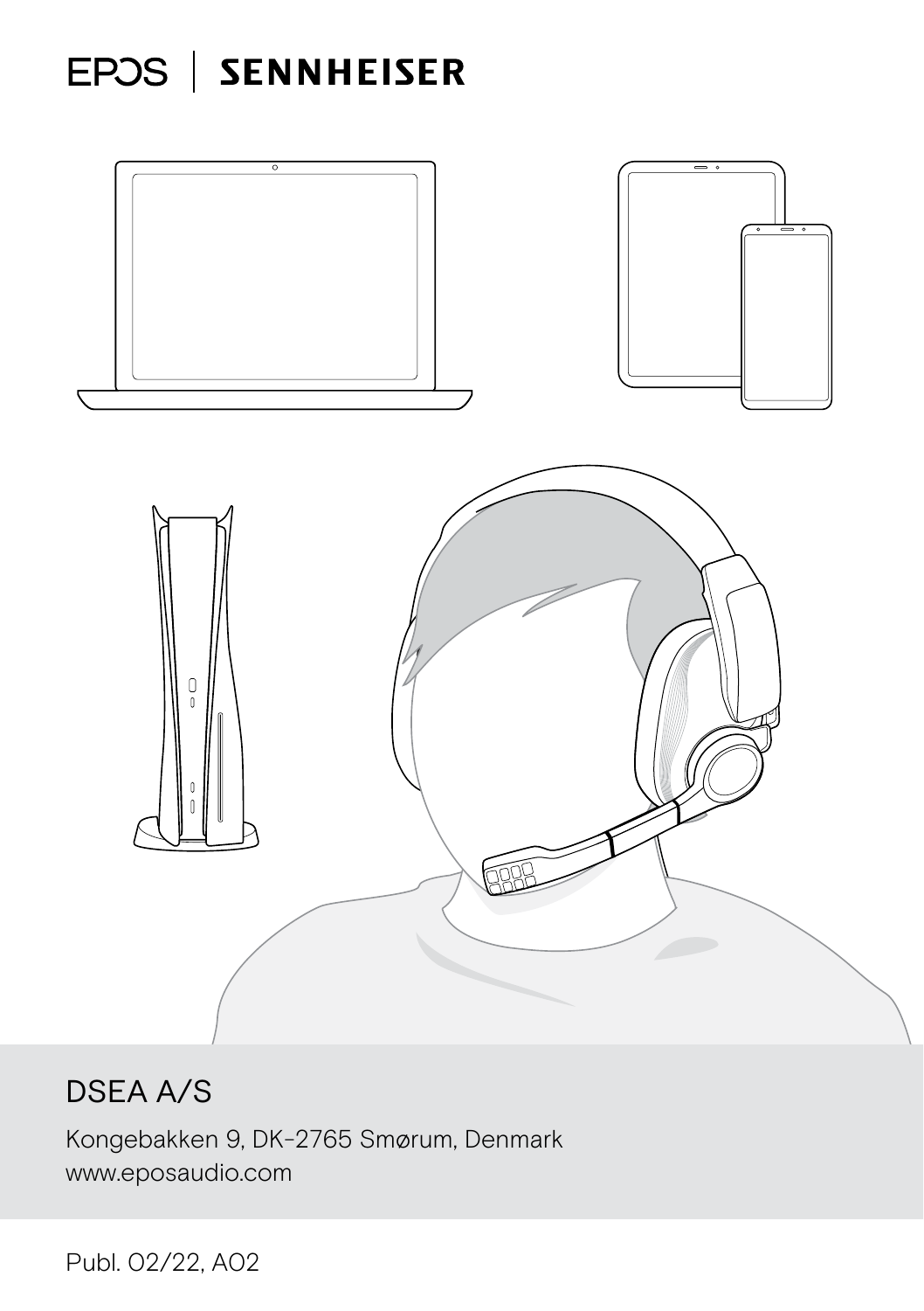EPOS | SENNHEISER

DSEA A/S

Kongebakken 9, DK-2765 Smørum, Denmark
www.eposaudio.com

Publ. 02/22, A02